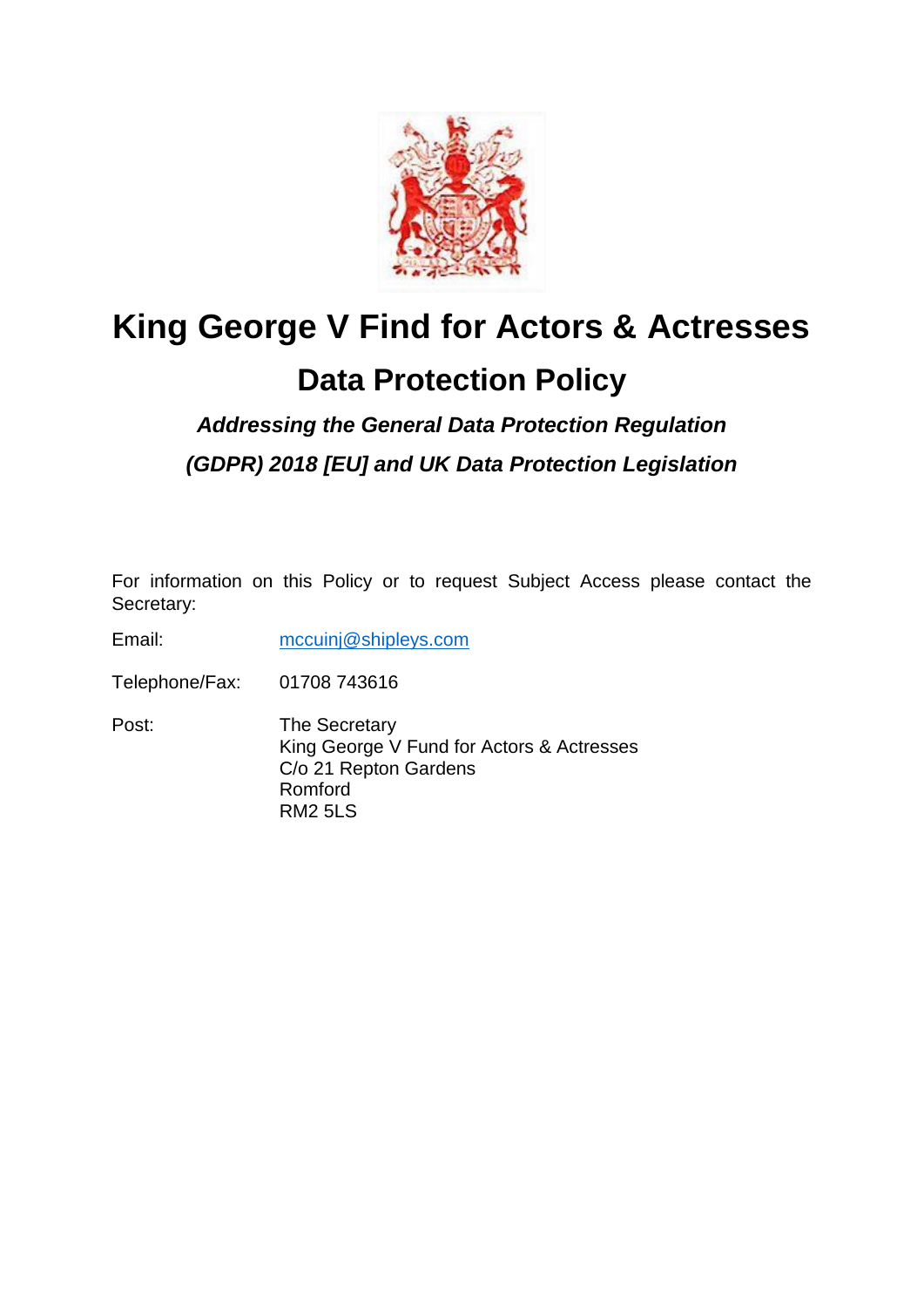# King George V Find for Actors & Actresses

## Data Protection Policy

***Addressing the General Data Protection Regulation***

***(GDPR) 2018 [EU] and UK Data Protection Legislation***

For information on this Policy or to request Subject Access please contact the Secretary:

Email: mccuinj@shipleys.com

Telephone/Fax: 01708 743616

Post: The Secretary
King George V Fund for Actors & Actresses
C/o 21 Repton Gardens
Romford
RM2 5LS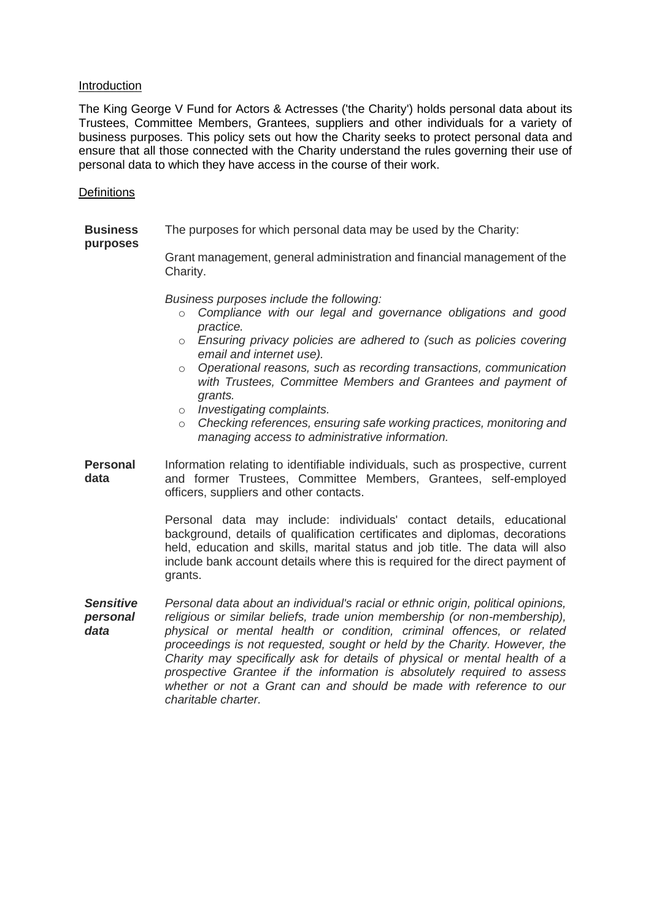<u>Introduction</u>

The King George V Fund for Actors & Actresses ('the Charity') holds personal data about its Trustees, Committee Members, Grantees, suppliers and other individuals for a variety of business purposes. This policy sets out how the Charity seeks to protect personal data and ensure that all those connected with the Charity understand the rules governing their use of personal data to which they have access in the course of their work.

<u>Definitions</u>

| | |
|---|---|
| **Business purposes** | The purposes for which personal data may be used by the Charity:<br><br>Grant management, general administration and financial management of the Charity.<br><br>*Business purposes include the following:*<br>o *Compliance with our legal and governance obligations and good practice.*<br>o *Ensuring privacy policies are adhered to (such as policies covering email and internet use).*<br>o *Operational reasons, such as recording transactions, communication with Trustees, Committee Members and Grantees and payment of grants.*<br>o *Investigating complaints.*<br>o *Checking references, ensuring safe working practices, monitoring and managing access to administrative information.* |
| **Personal data** | Information relating to identifiable individuals, such as prospective, current and former Trustees, Committee Members, Grantees, self-employed officers, suppliers and other contacts.<br><br>Personal data may include: individuals' contact details, educational background, details of qualification certificates and diplomas, decorations held, education and skills, marital status and job title. The data will also include bank account details where this is required for the direct payment of grants. |
| ***Sensitive personal data*** | *Personal data about an individual's racial or ethnic origin, political opinions, religious or similar beliefs, trade union membership (or non-membership), physical or mental health or condition, criminal offences, or related proceedings is not requested, sought or held by the Charity. However, the Charity may specifically ask for details of physical or mental health of a prospective Grantee if the information is absolutely required to assess whether or not a Grant can and should be made with reference to our charitable charter.* |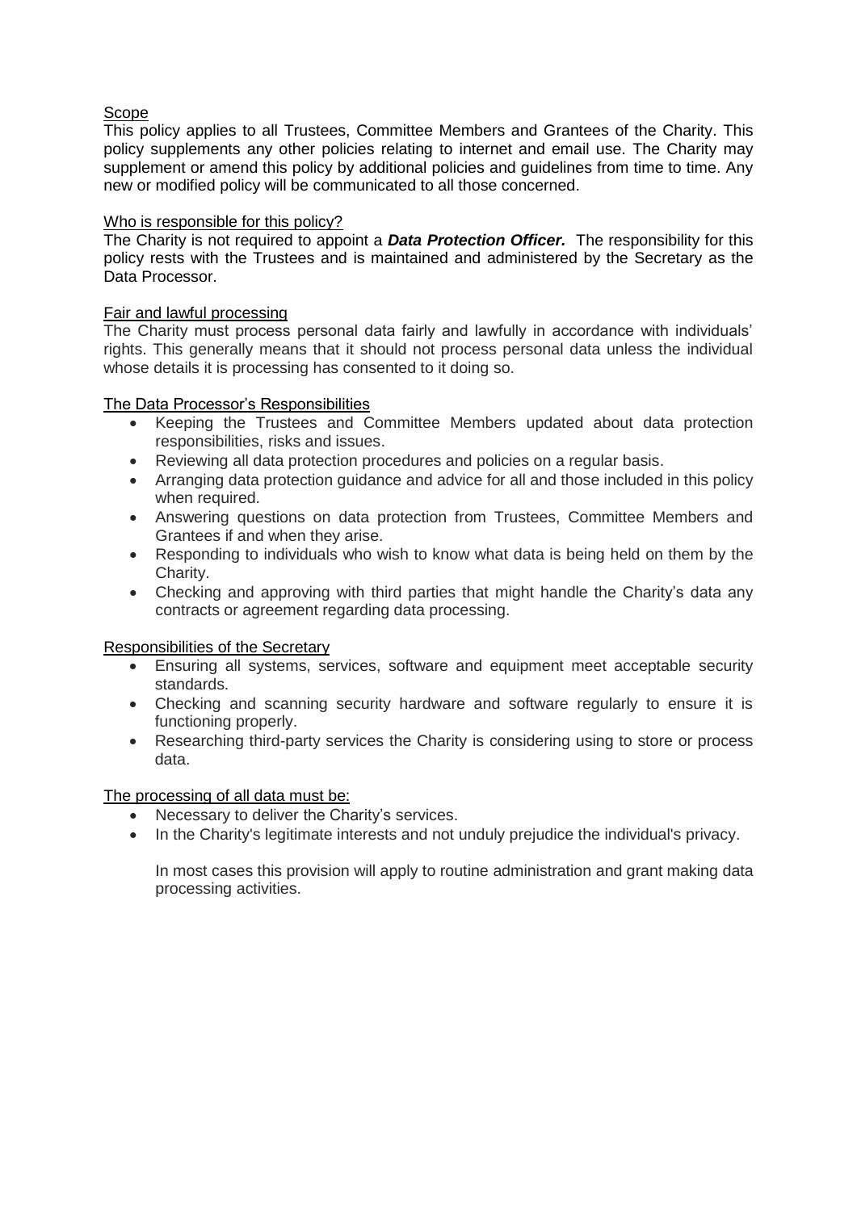## Scope

This policy applies to all Trustees, Committee Members and Grantees of the Charity. This policy supplements any other policies relating to internet and email use. The Charity may supplement or amend this policy by additional policies and guidelines from time to time. Any new or modified policy will be communicated to all those concerned.

## Who is responsible for this policy?

The Charity is not required to appoint a ***Data Protection Officer.*** The responsibility for this policy rests with the Trustees and is maintained and administered by the Secretary as the Data Processor.

## Fair and lawful processing

The Charity must process personal data fairly and lawfully in accordance with individuals' rights. This generally means that it should not process personal data unless the individual whose details it is processing has consented to it doing so.

## The Data Processor's Responsibilities

- Keeping the Trustees and Committee Members updated about data protection responsibilities, risks and issues.
- Reviewing all data protection procedures and policies on a regular basis.
- Arranging data protection guidance and advice for all and those included in this policy when required.
- Answering questions on data protection from Trustees, Committee Members and Grantees if and when they arise.
- Responding to individuals who wish to know what data is being held on them by the Charity.
- Checking and approving with third parties that might handle the Charity's data any contracts or agreement regarding data processing.

## Responsibilities of the Secretary

- Ensuring all systems, services, software and equipment meet acceptable security standards.
- Checking and scanning security hardware and software regularly to ensure it is functioning properly.
- Researching third-party services the Charity is considering using to store or process data.

## The processing of all data must be:

- Necessary to deliver the Charity's services.
- In the Charity's legitimate interests and not unduly prejudice the individual's privacy.

  In most cases this provision will apply to routine administration and grant making data processing activities.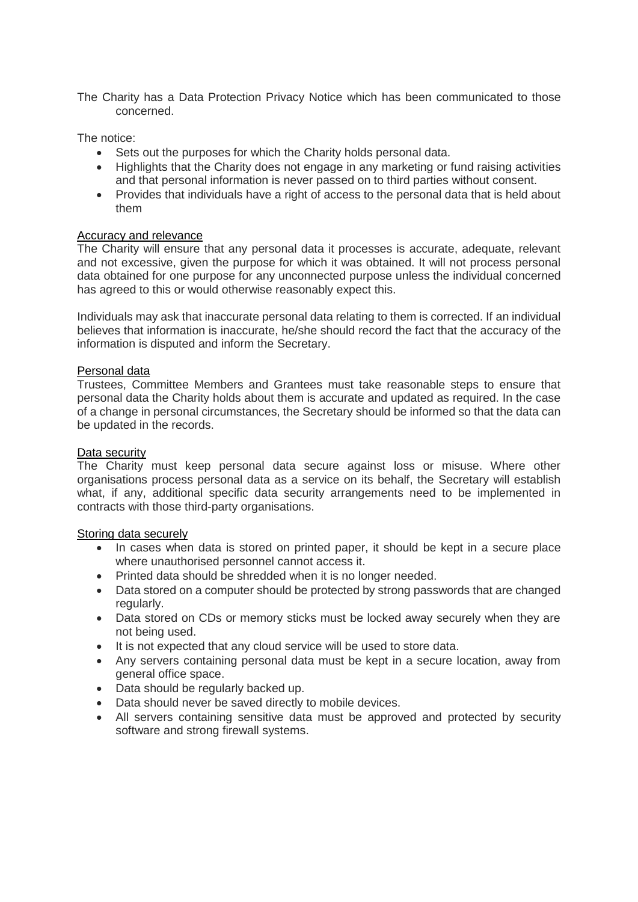The Charity has a Data Protection Privacy Notice which has been communicated to those concerned.

The notice:

- Sets out the purposes for which the Charity holds personal data.
- Highlights that the Charity does not engage in any marketing or fund raising activities and that personal information is never passed on to third parties without consent.
- Provides that individuals have a right of access to the personal data that is held about them

<u>Accuracy and relevance</u>

The Charity will ensure that any personal data it processes is accurate, adequate, relevant and not excessive, given the purpose for which it was obtained. It will not process personal data obtained for one purpose for any unconnected purpose unless the individual concerned has agreed to this or would otherwise reasonably expect this.

Individuals may ask that inaccurate personal data relating to them is corrected. If an individual believes that information is inaccurate, he/she should record the fact that the accuracy of the information is disputed and inform the Secretary.

<u>Personal data</u>

Trustees, Committee Members and Grantees must take reasonable steps to ensure that personal data the Charity holds about them is accurate and updated as required. In the case of a change in personal circumstances, the Secretary should be informed so that the data can be updated in the records.

<u>Data security</u>

The Charity must keep personal data secure against loss or misuse. Where other organisations process personal data as a service on its behalf, the Secretary will establish what, if any, additional specific data security arrangements need to be implemented in contracts with those third-party organisations.

<u>Storing data securely</u>

- In cases when data is stored on printed paper, it should be kept in a secure place where unauthorised personnel cannot access it.
- Printed data should be shredded when it is no longer needed.
- Data stored on a computer should be protected by strong passwords that are changed regularly.
- Data stored on CDs or memory sticks must be locked away securely when they are not being used.
- It is not expected that any cloud service will be used to store data.
- Any servers containing personal data must be kept in a secure location, away from general office space.
- Data should be regularly backed up.
- Data should never be saved directly to mobile devices.
- All servers containing sensitive data must be approved and protected by security software and strong firewall systems.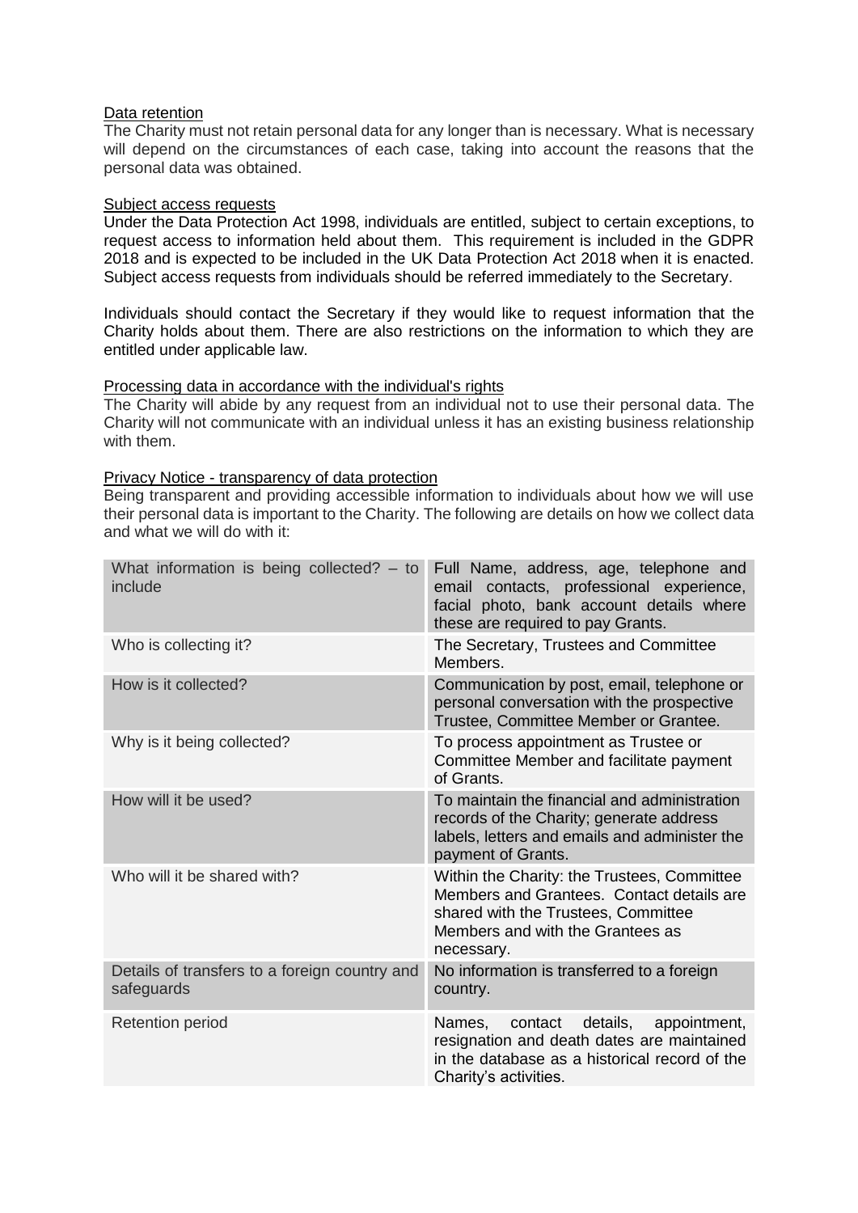<u>Data retention</u>

The Charity must not retain personal data for any longer than is necessary. What is necessary will depend on the circumstances of each case, taking into account the reasons that the personal data was obtained.

<u>Subject access requests</u>

Under the Data Protection Act 1998, individuals are entitled, subject to certain exceptions, to request access to information held about them. This requirement is included in the GDPR 2018 and is expected to be included in the UK Data Protection Act 2018 when it is enacted. Subject access requests from individuals should be referred immediately to the Secretary.

Individuals should contact the Secretary if they would like to request information that the Charity holds about them. There are also restrictions on the information to which they are entitled under applicable law.

<u>Processing data in accordance with the individual's rights</u>

The Charity will abide by any request from an individual not to use their personal data. The Charity will not communicate with an individual unless it has an existing business relationship with them.

<u>Privacy Notice - transparency of data protection</u>

Being transparent and providing accessible information to individuals about how we will use their personal data is important to the Charity. The following are details on how we collect data and what we will do with it:

| What information is being collected? – to include | Full Name, address, age, telephone and email contacts, professional experience, facial photo, bank account details where these are required to pay Grants. |
|---|---|
| Who is collecting it? | The Secretary, Trustees and Committee Members. |
| How is it collected? | Communication by post, email, telephone or personal conversation with the prospective Trustee, Committee Member or Grantee. |
| Why is it being collected? | To process appointment as Trustee or Committee Member and facilitate payment of Grants. |
| How will it be used? | To maintain the financial and administration records of the Charity; generate address labels, letters and emails and administer the payment of Grants. |
| Who will it be shared with? | Within the Charity: the Trustees, Committee Members and Grantees. Contact details are shared with the Trustees, Committee Members and with the Grantees as necessary. |
| Details of transfers to a foreign country and safeguards | No information is transferred to a foreign country. |
| Retention period | Names, contact details, appointment, resignation and death dates are maintained in the database as a historical record of the Charity's activities. |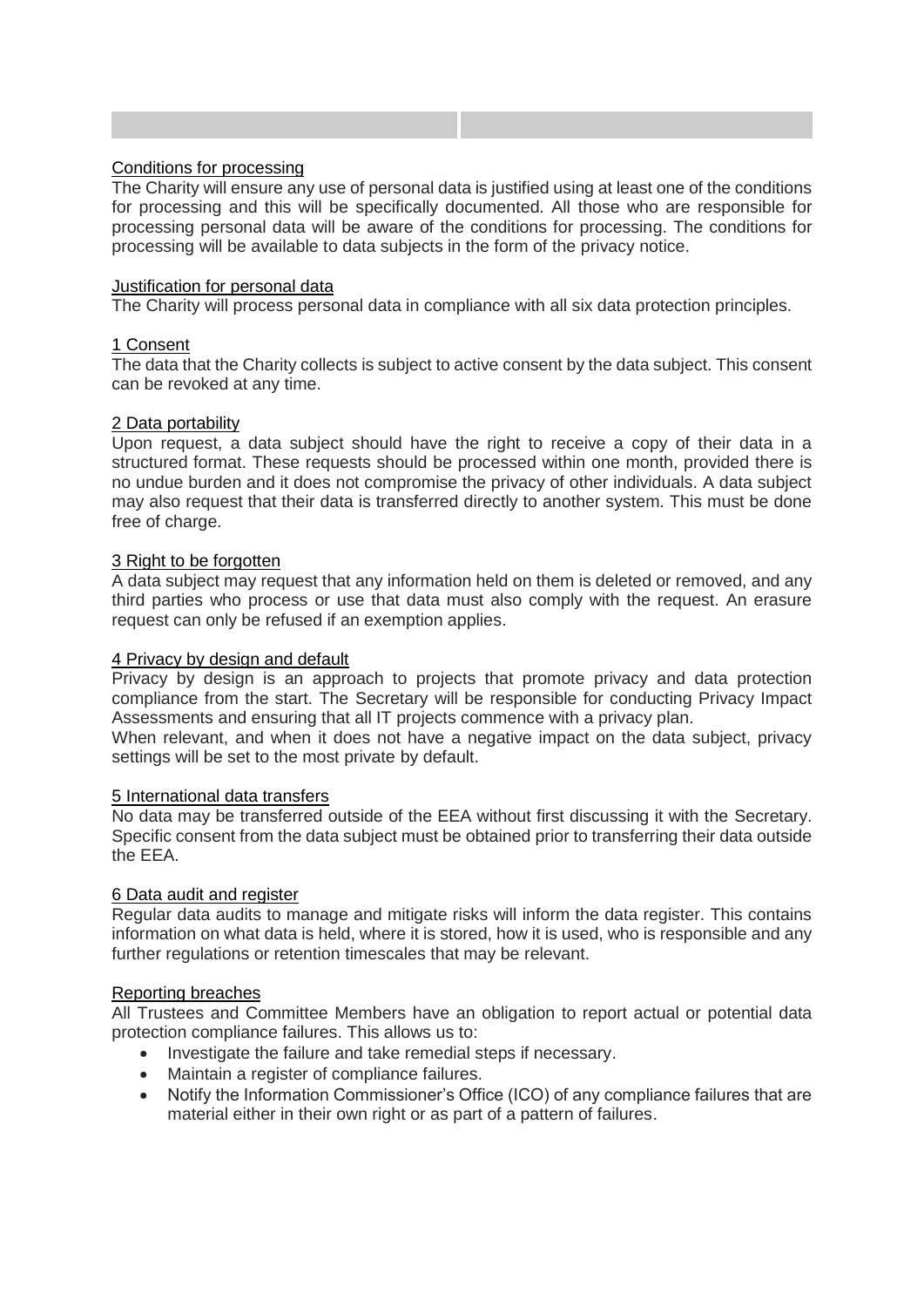### Conditions for processing

The Charity will ensure any use of personal data is justified using at least one of the conditions for processing and this will be specifically documented. All those who are responsible for processing personal data will be aware of the conditions for processing. The conditions for processing will be available to data subjects in the form of the privacy notice.

### Justification for personal data

The Charity will process personal data in compliance with all six data protection principles.

### 1 Consent

The data that the Charity collects is subject to active consent by the data subject. This consent can be revoked at any time.

### 2 Data portability

Upon request, a data subject should have the right to receive a copy of their data in a structured format. These requests should be processed within one month, provided there is no undue burden and it does not compromise the privacy of other individuals. A data subject may also request that their data is transferred directly to another system. This must be done free of charge.

### 3 Right to be forgotten

A data subject may request that any information held on them is deleted or removed, and any third parties who process or use that data must also comply with the request. An erasure request can only be refused if an exemption applies.

### 4 Privacy by design and default

Privacy by design is an approach to projects that promote privacy and data protection compliance from the start. The Secretary will be responsible for conducting Privacy Impact Assessments and ensuring that all IT projects commence with a privacy plan.

When relevant, and when it does not have a negative impact on the data subject, privacy settings will be set to the most private by default.

### 5 International data transfers

No data may be transferred outside of the EEA without first discussing it with the Secretary. Specific consent from the data subject must be obtained prior to transferring their data outside the EEA.

### 6 Data audit and register

Regular data audits to manage and mitigate risks will inform the data register. This contains information on what data is held, where it is stored, how it is used, who is responsible and any further regulations or retention timescales that may be relevant.

### Reporting breaches

All Trustees and Committee Members have an obligation to report actual or potential data protection compliance failures. This allows us to:

- Investigate the failure and take remedial steps if necessary.
- Maintain a register of compliance failures.
- Notify the Information Commissioner's Office (ICO) of any compliance failures that are material either in their own right or as part of a pattern of failures.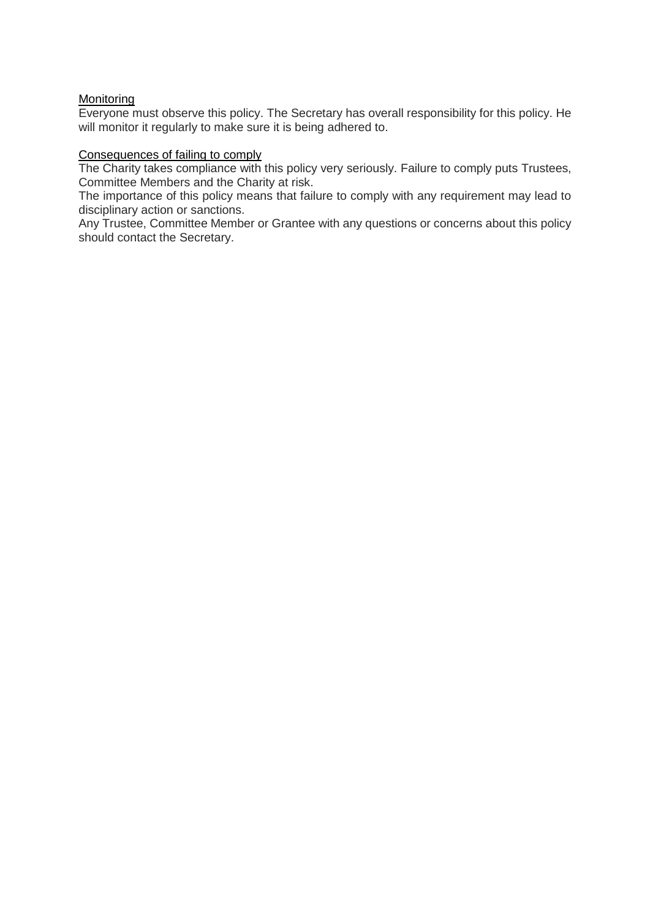<u>Monitoring</u>

Everyone must observe this policy. The Secretary has overall responsibility for this policy. He will monitor it regularly to make sure it is being adhered to.

<u>Consequences of failing to comply</u>

The Charity takes compliance with this policy very seriously. Failure to comply puts Trustees, Committee Members and the Charity at risk.

The importance of this policy means that failure to comply with any requirement may lead to disciplinary action or sanctions.

Any Trustee, Committee Member or Grantee with any questions or concerns about this policy should contact the Secretary.